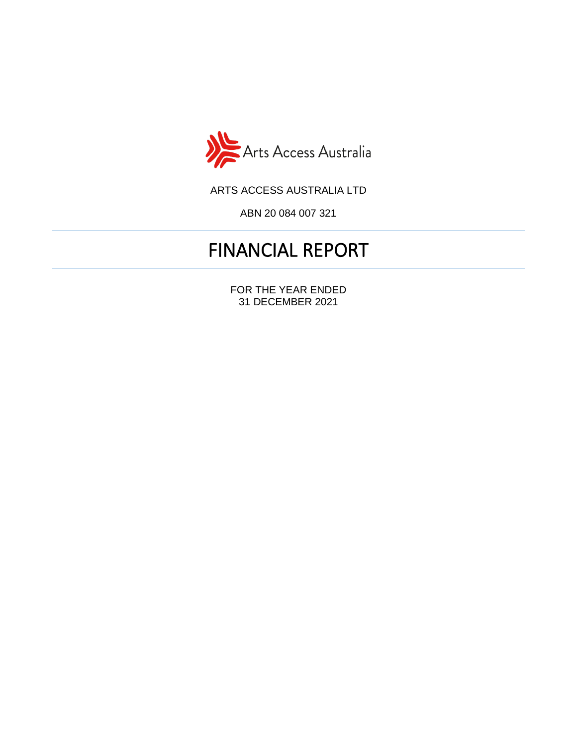Arts Access Australia

ARTS ACCESS AUSTRALIA LTD

ABN 20 084 007 321

# FINANCIAL REPORT

FOR THE YEAR ENDED
31 DECEMBER 2021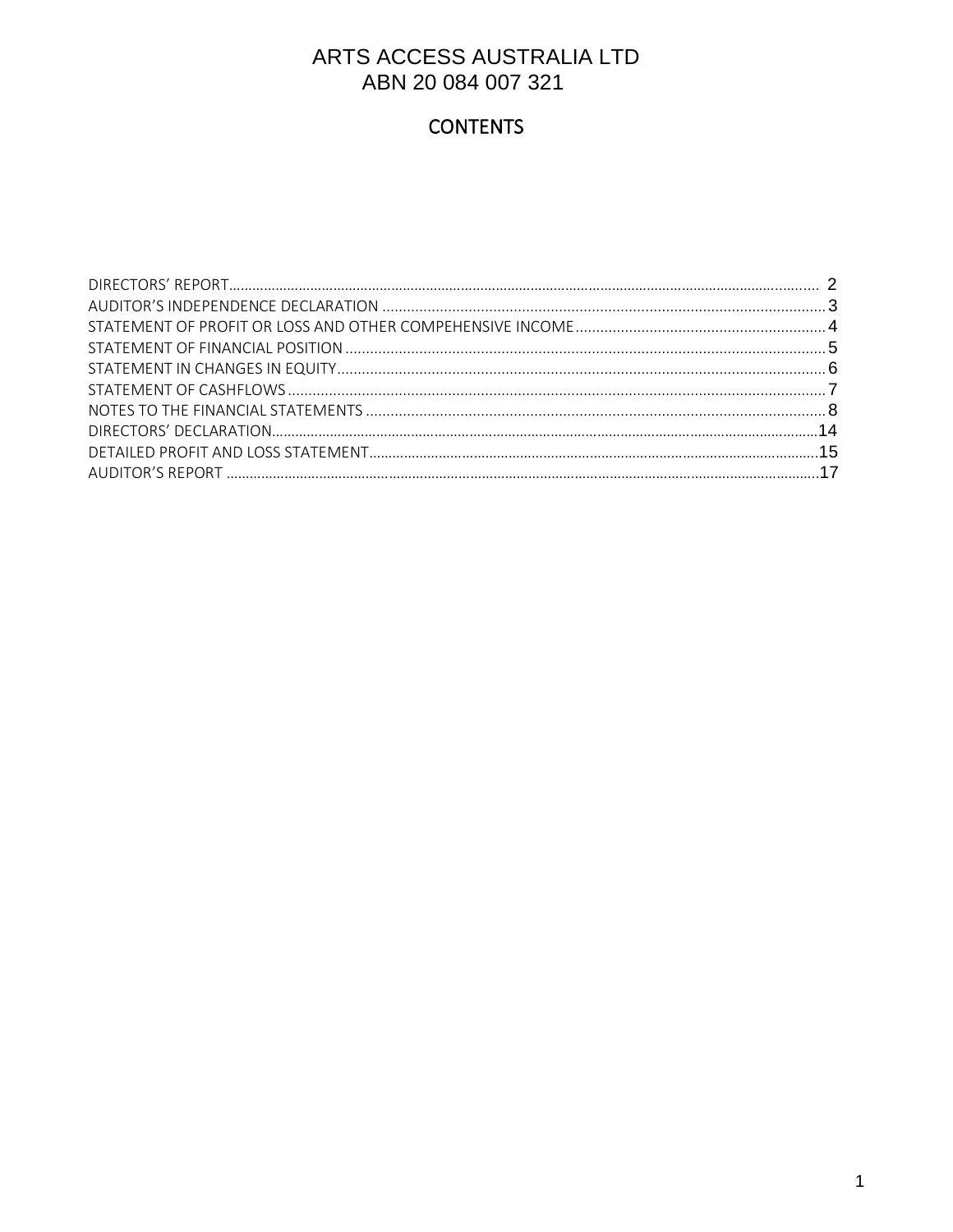# ARTS ACCESS AUSTRALIA LTD
## ABN 20 084 007 321

## CONTENTS

| | |
|---|---|
| DIRECTORS' REPORT | 2 |
| AUDITOR'S INDEPENDENCE DECLARATION | 3 |
| STATEMENT OF PROFIT OR LOSS AND OTHER COMPEHENSIVE INCOME | 4 |
| STATEMENT OF FINANCIAL POSITION | 5 |
| STATEMENT IN CHANGES IN EQUITY | 6 |
| STATEMENT OF CASHFLOWS | 7 |
| NOTES TO THE FINANCIAL STATEMENTS | 8 |
| DIRECTORS' DECLARATION | 14 |
| DETAILED PROFIT AND LOSS STATEMENT | 15 |
| AUDITOR'S REPORT | 17 |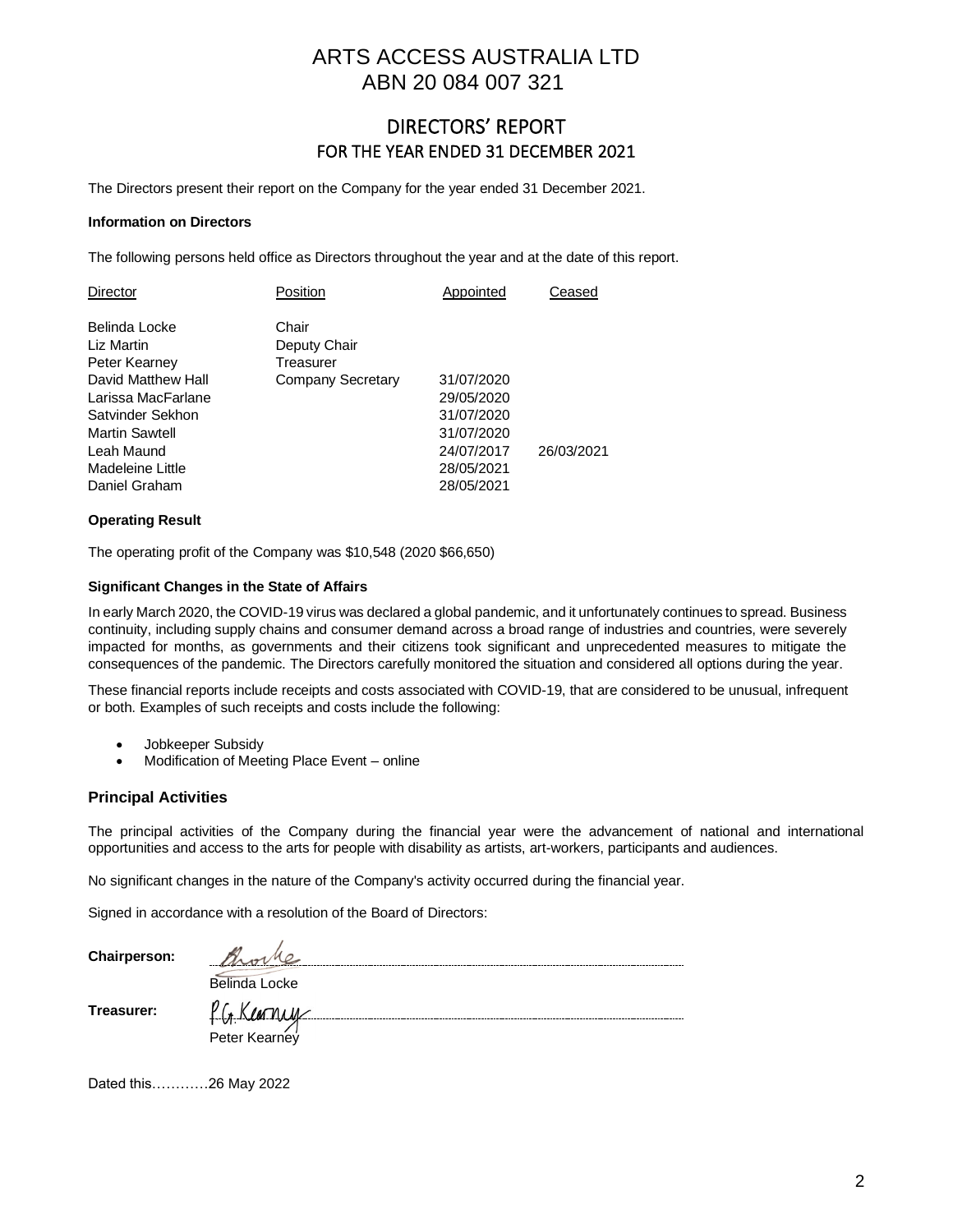# ARTS ACCESS AUSTRALIA LTD
# ABN 20 084 007 321

## DIRECTORS' REPORT
## FOR THE YEAR ENDED 31 DECEMBER 2021

The Directors present their report on the Company for the year ended 31 December 2021.

**Information on Directors**

The following persons held office as Directors throughout the year and at the date of this report.

| Director | Position | Appointed | Ceased |
| --- | --- | --- | --- |
| Belinda Locke | Chair | | |
| Liz Martin | Deputy Chair | | |
| Peter Kearney | Treasurer | | |
| David Matthew Hall | Company Secretary | 31/07/2020 | |
| Larissa MacFarlane | | 29/05/2020 | |
| Satvinder Sekhon | | 31/07/2020 | |
| Martin Sawtell | | 31/07/2020 | |
| Leah Maund | | 24/07/2017 | 26/03/2021 |
| Madeleine Little | | 28/05/2021 | |
| Daniel Graham | | 28/05/2021 | |

**Operating Result**

The operating profit of the Company was $10,548 (2020 $66,650)

**Significant Changes in the State of Affairs**

In early March 2020, the COVID-19 virus was declared a global pandemic, and it unfortunately continues to spread. Business continuity, including supply chains and consumer demand across a broad range of industries and countries, were severely impacted for months, as governments and their citizens took significant and unprecedented measures to mitigate the consequences of the pandemic. The Directors carefully monitored the situation and considered all options during the year.

These financial reports include receipts and costs associated with COVID-19, that are considered to be unusual, infrequent or both. Examples of such receipts and costs include the following:

- Jobkeeper Subsidy
- Modification of Meeting Place Event – online

### Principal Activities

The principal activities of the Company during the financial year were the advancement of national and international opportunities and access to the arts for people with disability as artists, art-workers, participants and audiences.

No significant changes in the nature of the Company's activity occurred during the financial year.

Signed in accordance with a resolution of the Board of Directors:

**Chairperson:** Belinda Locke

**Treasurer:** Peter Kearney

Dated this…………26 May 2022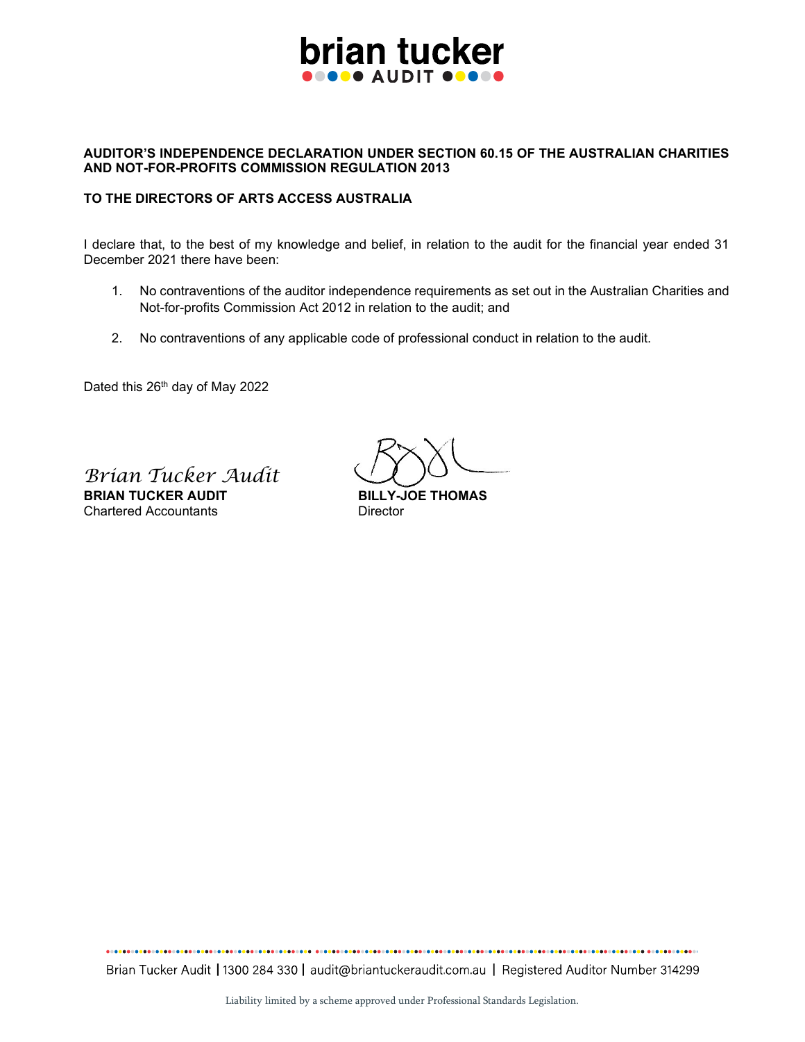**brian tucker**
**AUDIT**

**AUDITOR'S INDEPENDENCE DECLARATION UNDER SECTION 60.15 OF THE AUSTRALIAN CHARITIES AND NOT-FOR-PROFITS COMMISSION REGULATION 2013**

**TO THE DIRECTORS OF ARTS ACCESS AUSTRALIA**

I declare that, to the best of my knowledge and belief, in relation to the audit for the financial year ended 31 December 2021 there have been:

1. No contraventions of the auditor independence requirements as set out in the Australian Charities and Not-for-profits Commission Act 2012 in relation to the audit; and

2. No contraventions of any applicable code of professional conduct in relation to the audit.

Dated this 26th day of May 2022

*Brian Tucker Audit*
**BRIAN TUCKER AUDIT**
Chartered Accountants

**BILLY-JOE THOMAS**
Director

Brian Tucker Audit | 1300 284 330 | audit@briantuckeraudit.com.au | Registered Auditor Number 314299

Liability limited by a scheme approved under Professional Standards Legislation.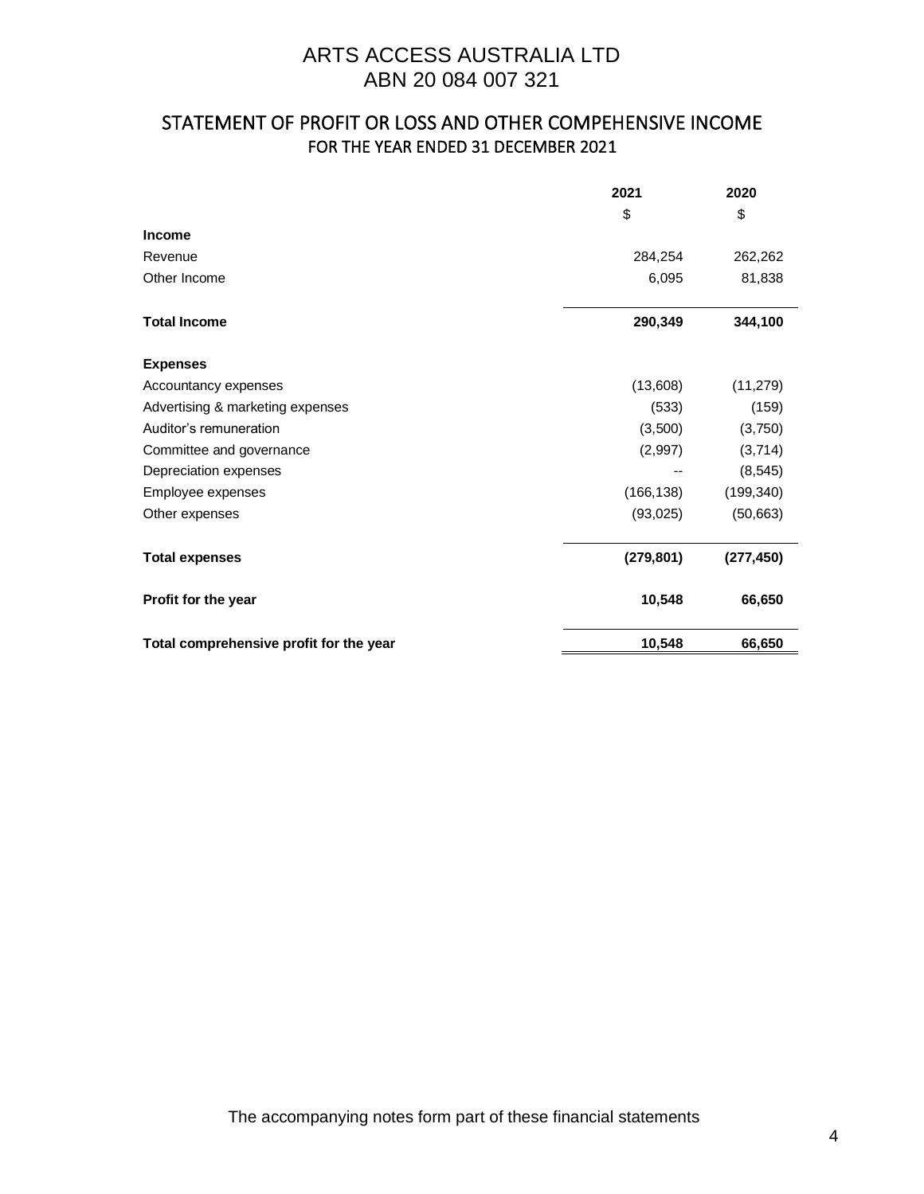# ARTS ACCESS AUSTRALIA LTD
ABN 20 084 007 321

## STATEMENT OF PROFIT OR LOSS AND OTHER COMPEHENSIVE INCOME
FOR THE YEAR ENDED 31 DECEMBER 2021

| | 2021 | 2020 |
|---|---|---|
| | $ | $ |
| **Income** | | |
| Revenue | 284,254 | 262,262 |
| Other Income | 6,095 | 81,838 |
| **Total Income** | **290,349** | **344,100** |
| **Expenses** | | |
| Accountancy expenses | (13,608) | (11,279) |
| Advertising & marketing expenses | (533) | (159) |
| Auditor's remuneration | (3,500) | (3,750) |
| Committee and governance | (2,997) | (3,714) |
| Depreciation expenses | -- | (8,545) |
| Employee expenses | (166,138) | (199,340) |
| Other expenses | (93,025) | (50,663) |
| **Total expenses** | **(279,801)** | **(277,450)** |
| **Profit for the year** | **10,548** | **66,650** |
| **Total comprehensive profit for the year** | **10,548** | **66,650** |

The accompanying notes form part of these financial statements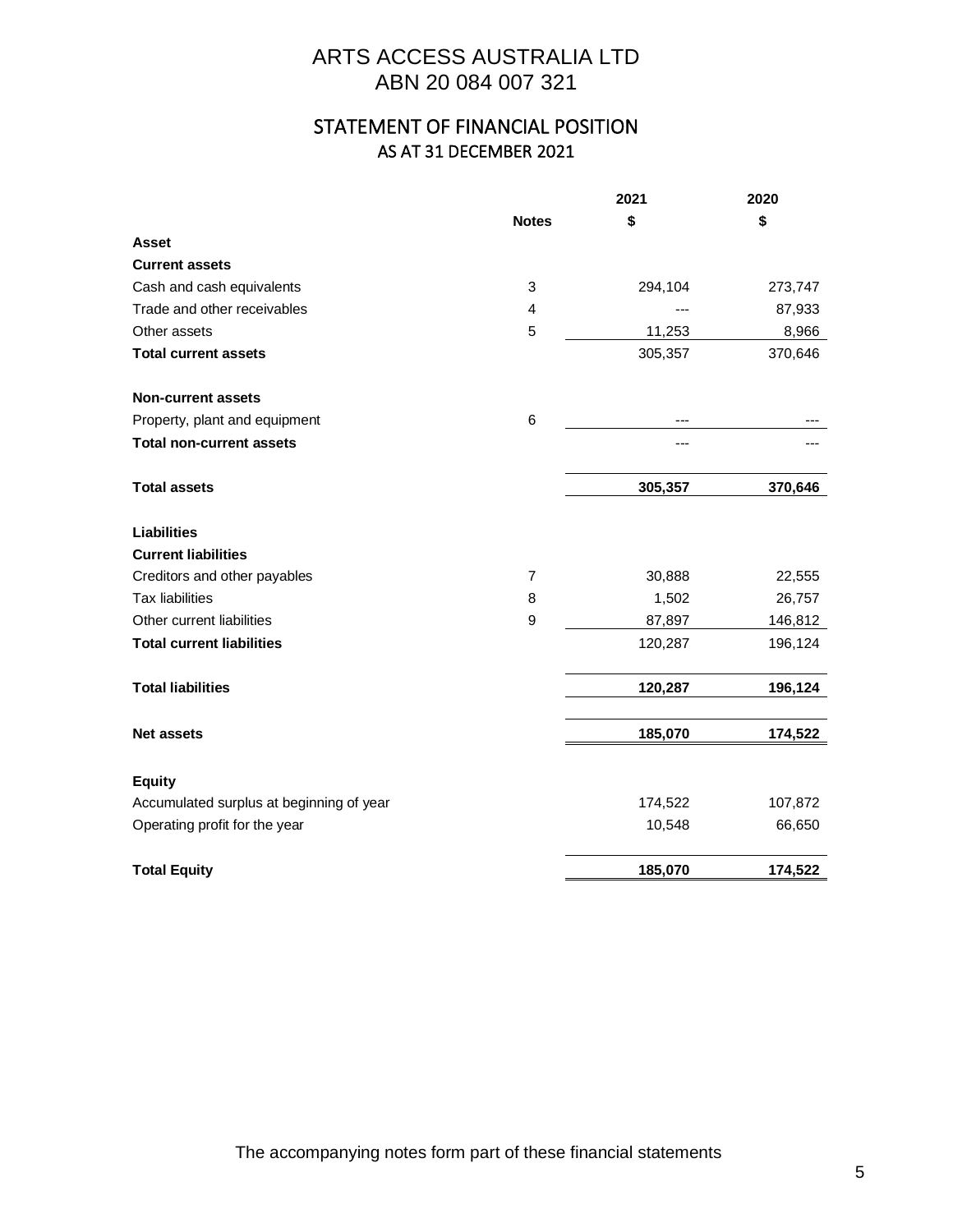# ARTS ACCESS AUSTRALIA LTD
## ABN 20 084 007 321

## STATEMENT OF FINANCIAL POSITION
### AS AT 31 DECEMBER 2021

| | Notes | 2021<br>$ | 2020<br>$ |
|---|---|---|---|
| **Asset** | | | |
| **Current assets** | | | |
| Cash and cash equivalents | 3 | 294,104 | 273,747 |
| Trade and other receivables | 4 | --- | 87,933 |
| Other assets | 5 | 11,253 | 8,966 |
| **Total current assets** | | 305,357 | 370,646 |
| | | | |
| **Non-current assets** | | | |
| Property, plant and equipment | 6 | --- | --- |
| **Total non-current assets** | | --- | --- |
| | | | |
| **Total assets** | | **305,357** | **370,646** |
| | | | |
| **Liabilities** | | | |
| **Current liabilities** | | | |
| Creditors and other payables | 7 | 30,888 | 22,555 |
| Tax liabilities | 8 | 1,502 | 26,757 |
| Other current liabilities | 9 | 87,897 | 146,812 |
| **Total current liabilities** | | 120,287 | 196,124 |
| | | | |
| **Total liabilities** | | **120,287** | **196,124** |
| | | | |
| **Net assets** | | **185,070** | **174,522** |
| | | | |
| **Equity** | | | |
| Accumulated surplus at beginning of year | | 174,522 | 107,872 |
| Operating profit for the year | | 10,548 | 66,650 |
| | | | |
| **Total Equity** | | **185,070** | **174,522** |

The accompanying notes form part of these financial statements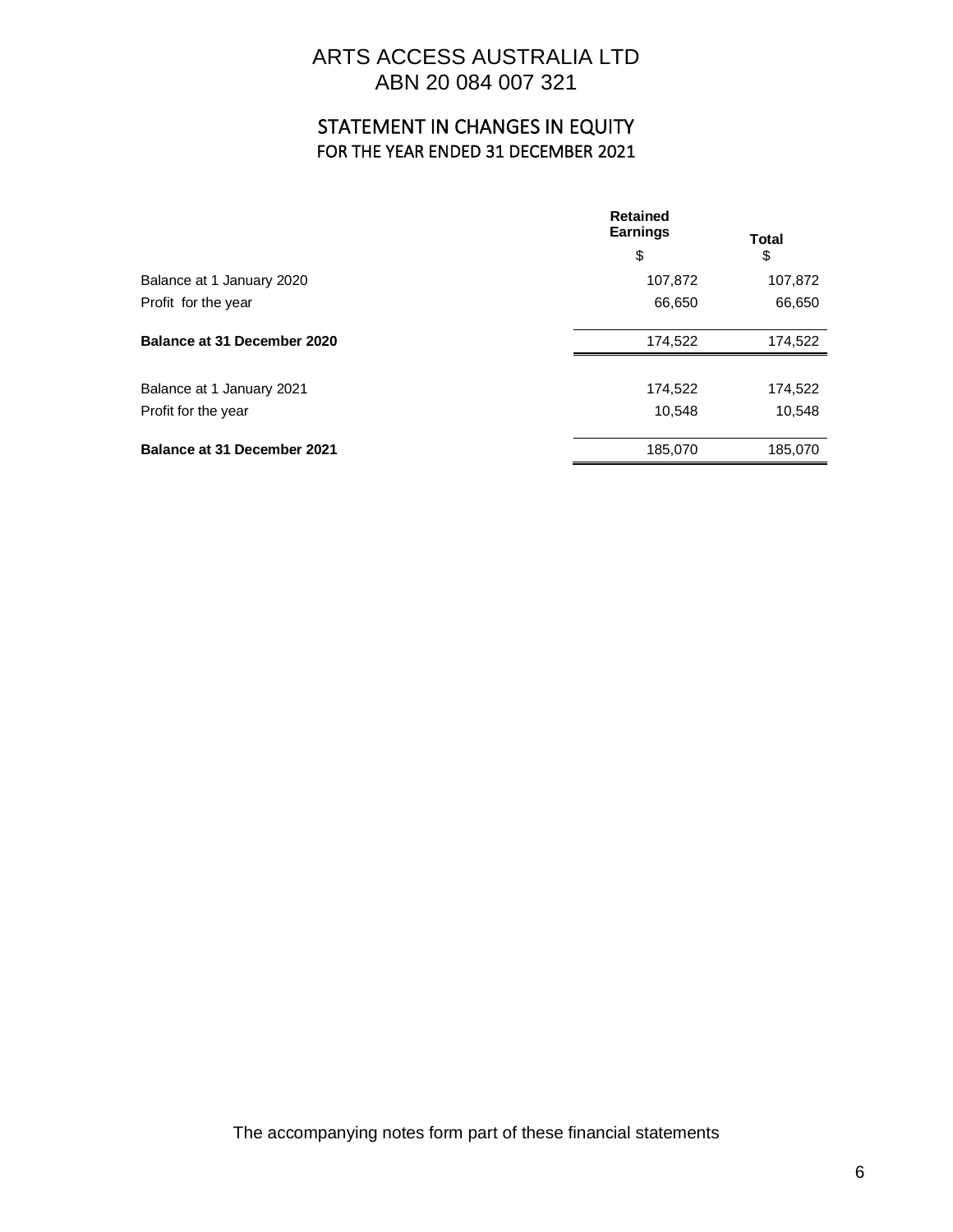# ARTS ACCESS AUSTRALIA LTD
ABN 20 084 007 321

## STATEMENT IN CHANGES IN EQUITY
FOR THE YEAR ENDED 31 DECEMBER 2021

| | Retained Earnings<br>$ | Total<br>$ |
|---|---|---|
| Balance at 1 January 2020 | 107,872 | 107,872 |
| Profit for the year | 66,650 | 66,650 |
| **Balance at 31 December 2020** | 174,522 | 174,522 |
| | | |
| Balance at 1 January 2021 | 174,522 | 174,522 |
| Profit for the year | 10,548 | 10,548 |
| **Balance at 31 December 2021** | 185,070 | 185,070 |

The accompanying notes form part of these financial statements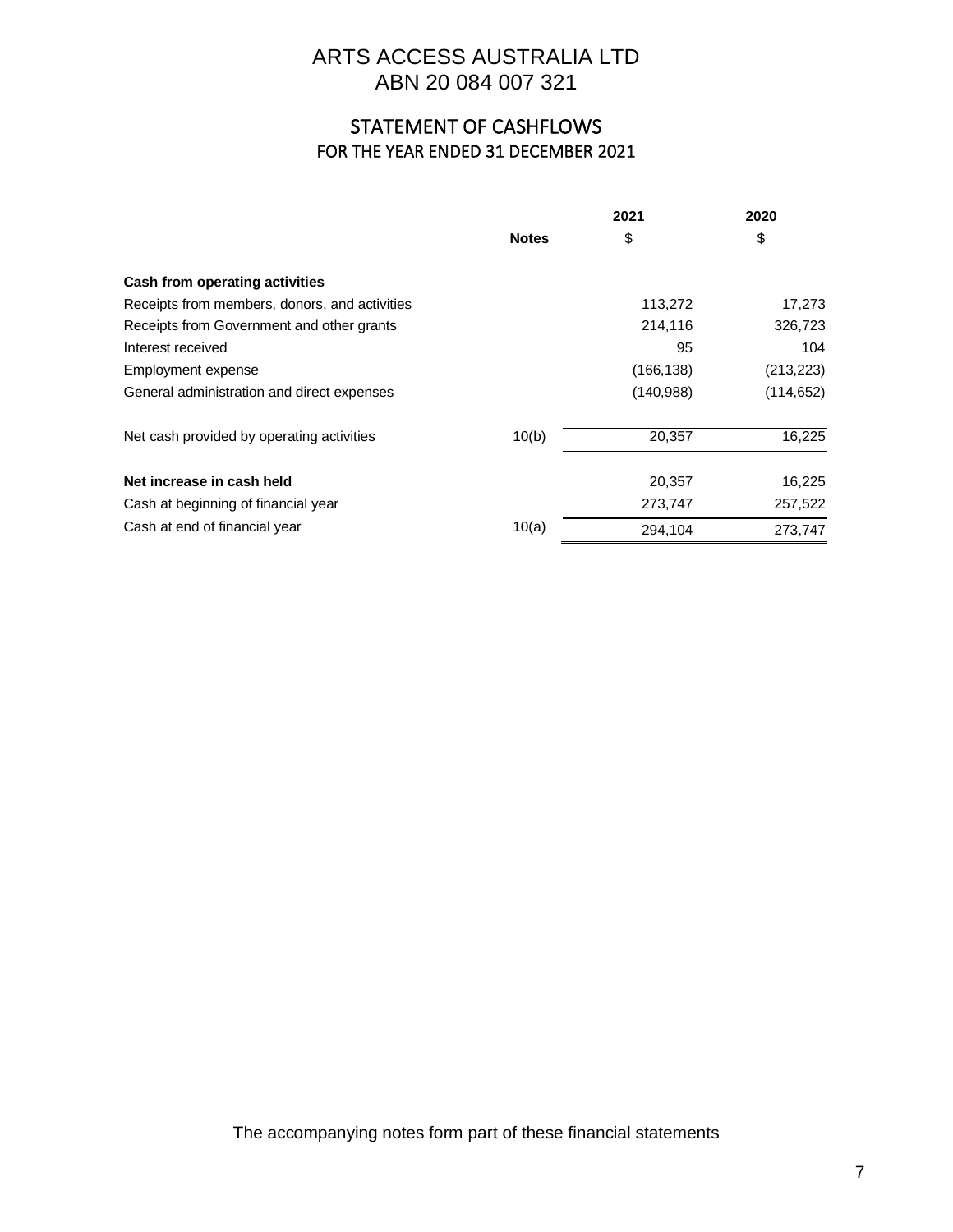# ARTS ACCESS AUSTRALIA LTD

ABN 20 084 007 321

## STATEMENT OF CASHFLOWS

FOR THE YEAR ENDED 31 DECEMBER 2021

| | Notes | 2021<br>$ | 2020<br>$ |
|---|---|---|---|
| **Cash from operating activities** | | | |
| Receipts from members, donors, and activities | | 113,272 | 17,273 |
| Receipts from Government and other grants | | 214,116 | 326,723 |
| Interest received | | 95 | 104 |
| Employment expense | | (166,138) | (213,223) |
| General administration and direct expenses | | (140,988) | (114,652) |
| Net cash provided by operating activities | 10(b) | 20,357 | 16,225 |
| **Net increase in cash held** | | 20,357 | 16,225 |
| Cash at beginning of financial year | | 273,747 | 257,522 |
| Cash at end of financial year | 10(a) | 294,104 | 273,747 |

The accompanying notes form part of these financial statements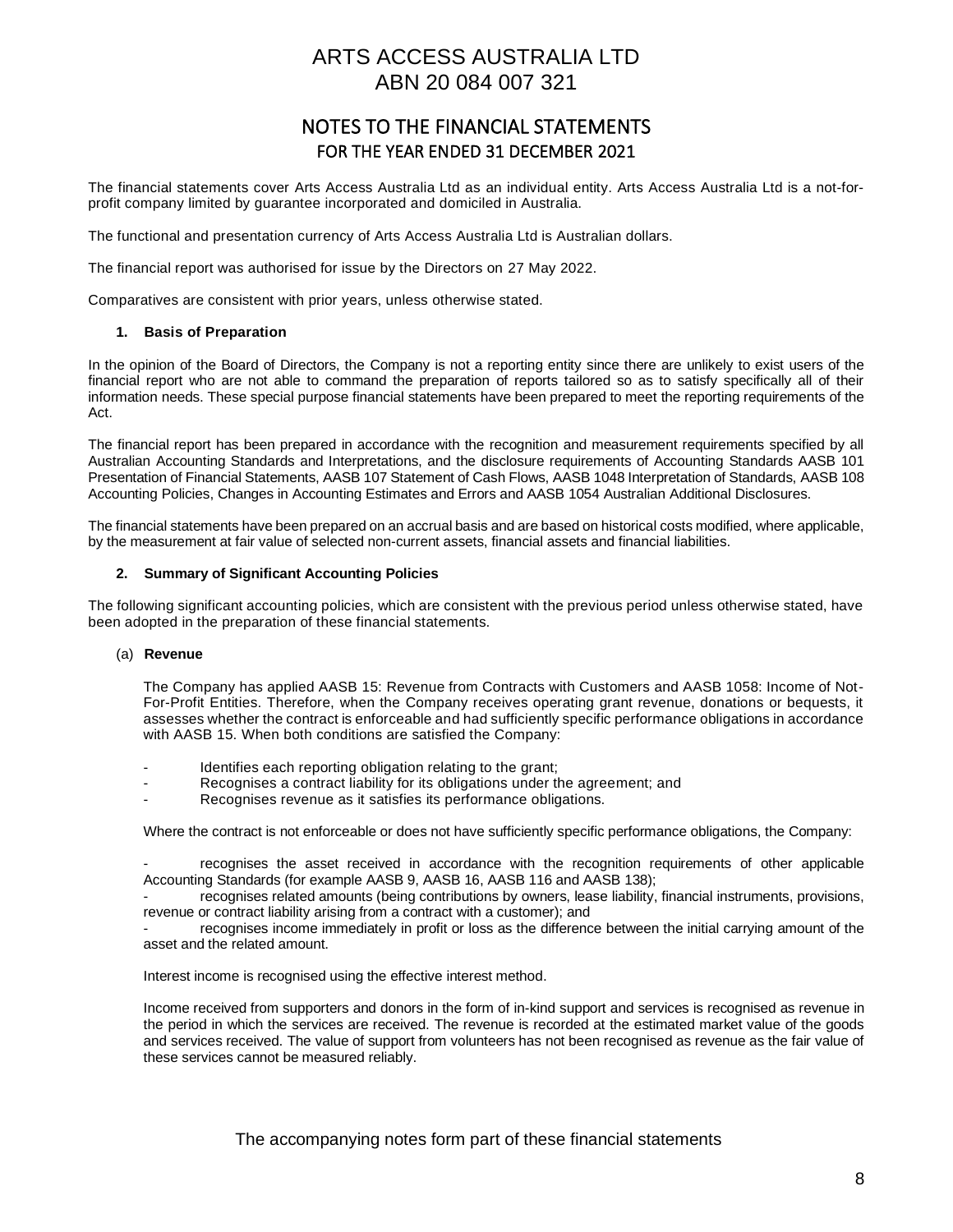# ARTS ACCESS AUSTRALIA LTD
# ABN 20 084 007 321

## NOTES TO THE FINANCIAL STATEMENTS
## FOR THE YEAR ENDED 31 DECEMBER 2021

The financial statements cover Arts Access Australia Ltd as an individual entity. Arts Access Australia Ltd is a not-for-profit company limited by guarantee incorporated and domiciled in Australia.

The functional and presentation currency of Arts Access Australia Ltd is Australian dollars.

The financial report was authorised for issue by the Directors on 27 May 2022.

Comparatives are consistent with prior years, unless otherwise stated.

### 1. Basis of Preparation

In the opinion of the Board of Directors, the Company is not a reporting entity since there are unlikely to exist users of the financial report who are not able to command the preparation of reports tailored so as to satisfy specifically all of their information needs. These special purpose financial statements have been prepared to meet the reporting requirements of the Act.

The financial report has been prepared in accordance with the recognition and measurement requirements specified by all Australian Accounting Standards and Interpretations, and the disclosure requirements of Accounting Standards AASB 101 Presentation of Financial Statements, AASB 107 Statement of Cash Flows, AASB 1048 Interpretation of Standards, AASB 108 Accounting Policies, Changes in Accounting Estimates and Errors and AASB 1054 Australian Additional Disclosures.

The financial statements have been prepared on an accrual basis and are based on historical costs modified, where applicable, by the measurement at fair value of selected non-current assets, financial assets and financial liabilities.

### 2. Summary of Significant Accounting Policies

The following significant accounting policies, which are consistent with the previous period unless otherwise stated, have been adopted in the preparation of these financial statements.

(a) **Revenue**

The Company has applied AASB 15: Revenue from Contracts with Customers and AASB 1058: Income of Not-For-Profit Entities. Therefore, when the Company receives operating grant revenue, donations or bequests, it assesses whether the contract is enforceable and had sufficiently specific performance obligations in accordance with AASB 15. When both conditions are satisfied the Company:

- Identifies each reporting obligation relating to the grant;
- Recognises a contract liability for its obligations under the agreement; and
- Recognises revenue as it satisfies its performance obligations.

Where the contract is not enforceable or does not have sufficiently specific performance obligations, the Company:

- recognises the asset received in accordance with the recognition requirements of other applicable Accounting Standards (for example AASB 9, AASB 16, AASB 116 and AASB 138);
- recognises related amounts (being contributions by owners, lease liability, financial instruments, provisions, revenue or contract liability arising from a contract with a customer); and
- recognises income immediately in profit or loss as the difference between the initial carrying amount of the asset and the related amount.

Interest income is recognised using the effective interest method.

Income received from supporters and donors in the form of in-kind support and services is recognised as revenue in the period in which the services are received. The revenue is recorded at the estimated market value of the goods and services received. The value of support from volunteers has not been recognised as revenue as the fair value of these services cannot be measured reliably.

The accompanying notes form part of these financial statements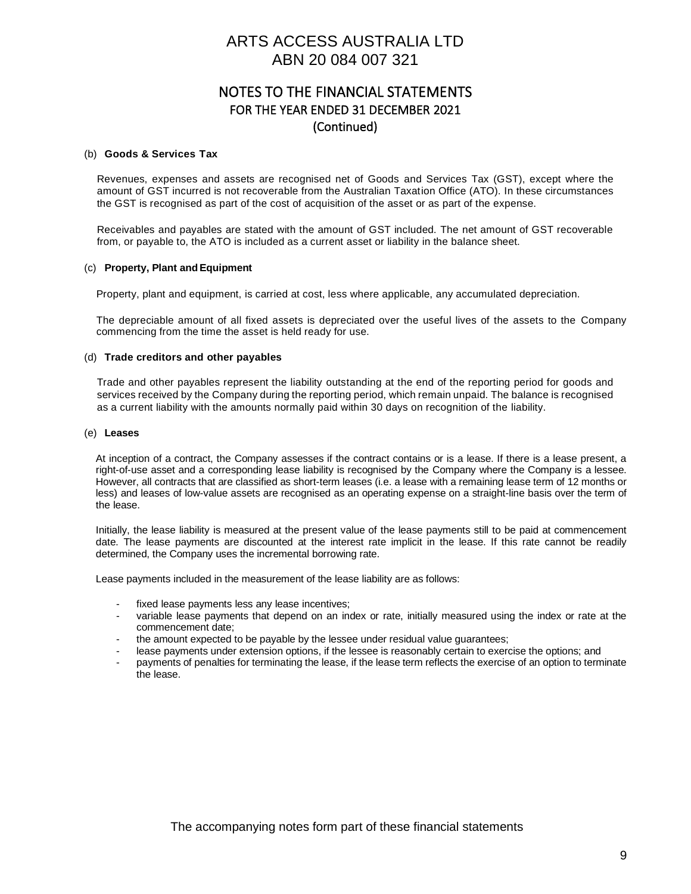# ARTS ACCESS AUSTRALIA LTD
ABN 20 084 007 321

## NOTES TO THE FINANCIAL STATEMENTS
FOR THE YEAR ENDED 31 DECEMBER 2021
(Continued)

(b) **Goods & Services Tax**

Revenues, expenses and assets are recognised net of Goods and Services Tax (GST), except where the amount of GST incurred is not recoverable from the Australian Taxation Office (ATO). In these circumstances the GST is recognised as part of the cost of acquisition of the asset or as part of the expense.

Receivables and payables are stated with the amount of GST included. The net amount of GST recoverable from, or payable to, the ATO is included as a current asset or liability in the balance sheet.

(c) **Property, Plant and Equipment**

Property, plant and equipment, is carried at cost, less where applicable, any accumulated depreciation.

The depreciable amount of all fixed assets is depreciated over the useful lives of the assets to the Company commencing from the time the asset is held ready for use.

(d) **Trade creditors and other payables**

Trade and other payables represent the liability outstanding at the end of the reporting period for goods and services received by the Company during the reporting period, which remain unpaid. The balance is recognised as a current liability with the amounts normally paid within 30 days on recognition of the liability.

(e) **Leases**

At inception of a contract, the Company assesses if the contract contains or is a lease. If there is a lease present, a right-of-use asset and a corresponding lease liability is recognised by the Company where the Company is a lessee. However, all contracts that are classified as short-term leases (i.e. a lease with a remaining lease term of 12 months or less) and leases of low-value assets are recognised as an operating expense on a straight-line basis over the term of the lease.

Initially, the lease liability is measured at the present value of the lease payments still to be paid at commencement date. The lease payments are discounted at the interest rate implicit in the lease. If this rate cannot be readily determined, the Company uses the incremental borrowing rate.

Lease payments included in the measurement of the lease liability are as follows:

- fixed lease payments less any lease incentives;
- variable lease payments that depend on an index or rate, initially measured using the index or rate at the commencement date;
- the amount expected to be payable by the lessee under residual value guarantees;
- lease payments under extension options, if the lessee is reasonably certain to exercise the options; and
- payments of penalties for terminating the lease, if the lease term reflects the exercise of an option to terminate the lease.

The accompanying notes form part of these financial statements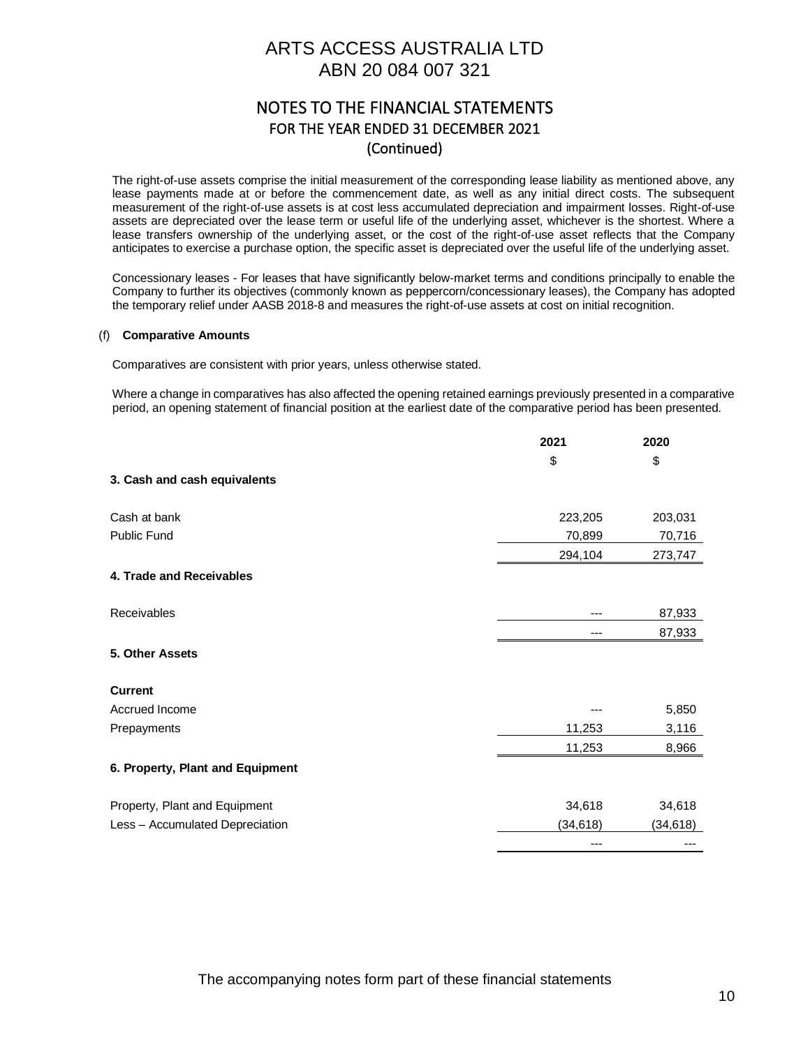# ARTS ACCESS AUSTRALIA LTD
# ABN 20 084 007 321

## NOTES TO THE FINANCIAL STATEMENTS
## FOR THE YEAR ENDED 31 DECEMBER 2021
## (Continued)

The right-of-use assets comprise the initial measurement of the corresponding lease liability as mentioned above, any lease payments made at or before the commencement date, as well as any initial direct costs. The subsequent measurement of the right-of-use assets is at cost less accumulated depreciation and impairment losses. Right-of-use assets are depreciated over the lease term or useful life of the underlying asset, whichever is the shortest. Where a lease transfers ownership of the underlying asset, or the cost of the right-of-use asset reflects that the Company anticipates to exercise a purchase option, the specific asset is depreciated over the useful life of the underlying asset.

Concessionary leases - For leases that have significantly below-market terms and conditions principally to enable the Company to further its objectives (commonly known as peppercorn/concessionary leases), the Company has adopted the temporary relief under AASB 2018-8 and measures the right-of-use assets at cost on initial recognition.

(f) **Comparative Amounts**

Comparatives are consistent with prior years, unless otherwise stated.

Where a change in comparatives has also affected the opening retained earnings previously presented in a comparative period, an opening statement of financial position at the earliest date of the comparative period has been presented.

| | 2021 | 2020 |
|---|---|---|
| | $ | $ |
| **3. Cash and cash equivalents** | | |
| Cash at bank | 223,205 | 203,031 |
| Public Fund | 70,899 | 70,716 |
| | 294,104 | 273,747 |
| **4. Trade and Receivables** | | |
| Receivables | --- | 87,933 |
| | --- | 87,933 |
| **5. Other Assets** | | |
| **Current** | | |
| Accrued Income | --- | 5,850 |
| Prepayments | 11,253 | 3,116 |
| | 11,253 | 8,966 |
| **6. Property, Plant and Equipment** | | |
| Property, Plant and Equipment | 34,618 | 34,618 |
| Less – Accumulated Depreciation | (34,618) | (34,618) |
| | --- | --- |

The accompanying notes form part of these financial statements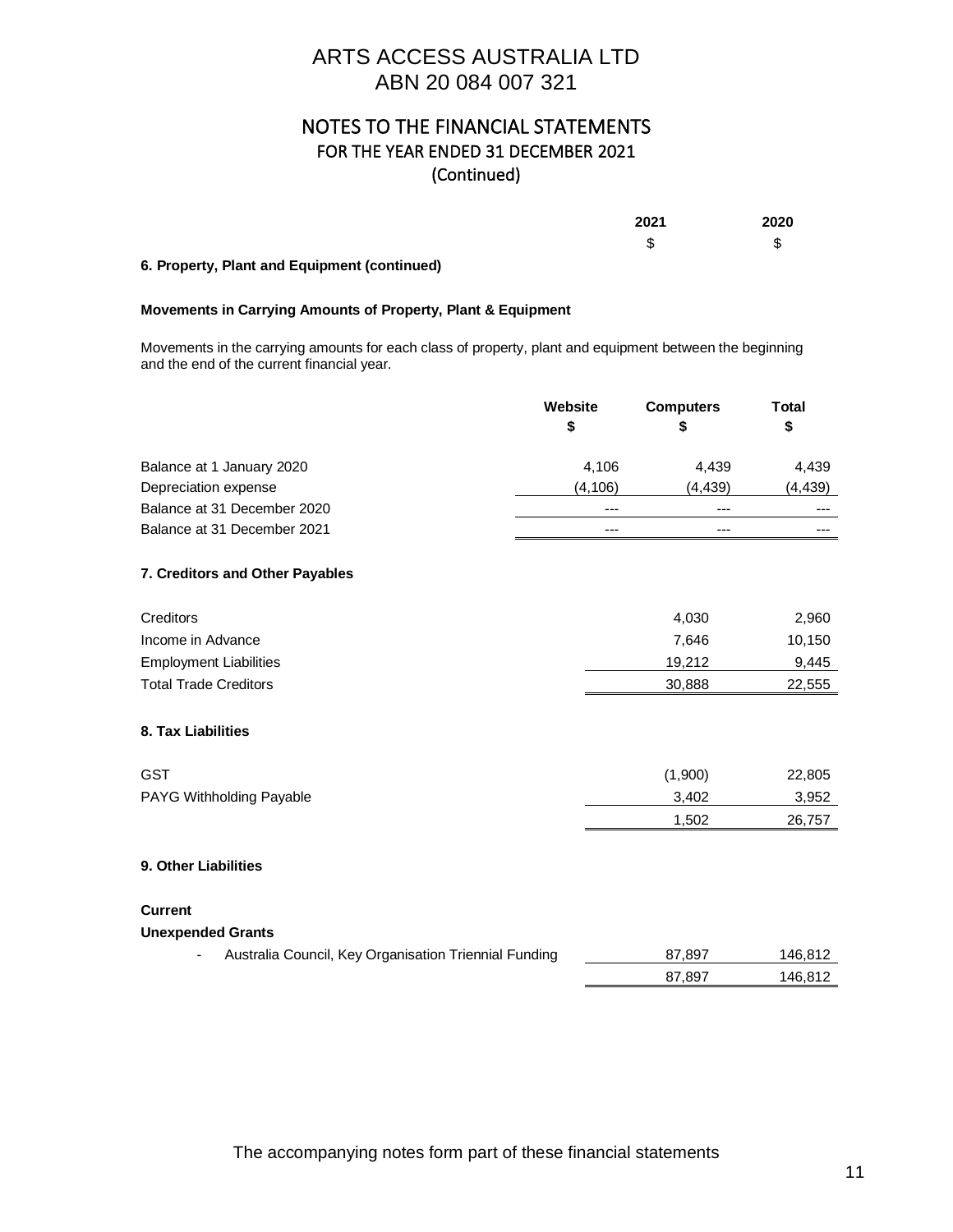# ARTS ACCESS AUSTRALIA LTD
ABN 20 084 007 321

## NOTES TO THE FINANCIAL STATEMENTS
FOR THE YEAR ENDED 31 DECEMBER 2021
(Continued)

| | 2021 | 2020 |
|---|---|---|
| | $ | $ |

**6. Property, Plant and Equipment (continued)**

**Movements in Carrying Amounts of Property, Plant & Equipment**

Movements in the carrying amounts for each class of property, plant and equipment between the beginning and the end of the current financial year.

| | Website $ | Computers $ | Total $ |
|---|---|---|---|
| Balance at 1 January 2020 | 4,106 | 4,439 | 4,439 |
| Depreciation expense | (4,106) | (4,439) | (4,439) |
| Balance at 31 December 2020 | --- | --- | --- |
| Balance at 31 December 2021 | --- | --- | --- |

**7. Creditors and Other Payables**

| | 2021 $ | 2020 $ |
|---|---|---|
| Creditors | 4,030 | 2,960 |
| Income in Advance | 7,646 | 10,150 |
| Employment Liabilities | 19,212 | 9,445 |
| Total Trade Creditors | 30,888 | 22,555 |

**8. Tax Liabilities**

| | 2021 $ | 2020 $ |
|---|---|---|
| GST | (1,900) | 22,805 |
| PAYG Withholding Payable | 3,402 | 3,952 |
| | 1,502 | 26,757 |

**9. Other Liabilities**

**Current**

**Unexpended Grants**

| | 2021 $ | 2020 $ |
|---|---|---|
| - Australia Council, Key Organisation Triennial Funding | 87,897 | 146,812 |
| | 87,897 | 146,812 |

The accompanying notes form part of these financial statements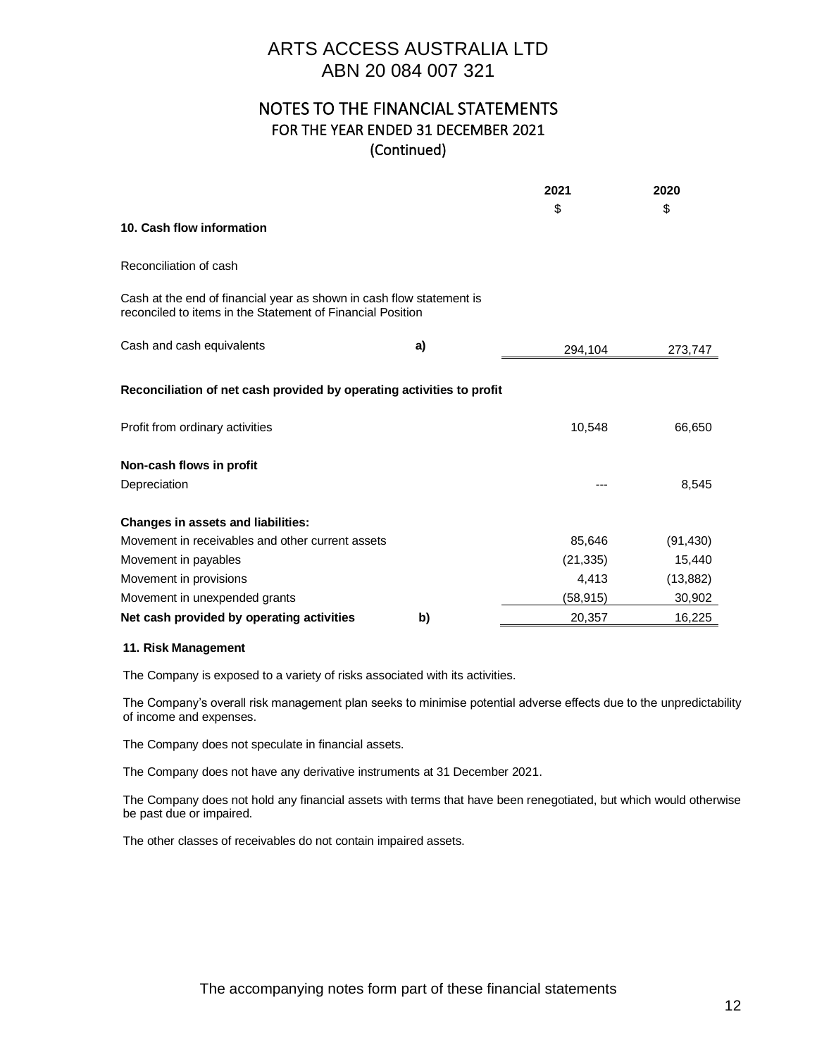# ARTS ACCESS AUSTRALIA LTD
ABN 20 084 007 321

## NOTES TO THE FINANCIAL STATEMENTS
FOR THE YEAR ENDED 31 DECEMBER 2021
(Continued)

| | | 2021 | 2020 |
|---|---|---|---|
| | | $ | $ |
| **10. Cash flow information** | | | |
| Reconciliation of cash | | | |
| Cash at the end of financial year as shown in cash flow statement is reconciled to items in the Statement of Financial Position | | | |
| Cash and cash equivalents | **a)** | 294,104 | 273,747 |
| **Reconciliation of net cash provided by operating activities to profit** | | | |
| Profit from ordinary activities | | 10,548 | 66,650 |
| **Non-cash flows in profit** | | | |
| Depreciation | | --- | 8,545 |
| **Changes in assets and liabilities:** | | | |
| Movement in receivables and other current assets | | 85,646 | (91,430) |
| Movement in payables | | (21,335) | 15,440 |
| Movement in provisions | | 4,413 | (13,882) |
| Movement in unexpended grants | | (58,915) | 30,902 |
| **Net cash provided by operating activities** | **b)** | 20,357 | 16,225 |

### 11. Risk Management

The Company is exposed to a variety of risks associated with its activities.

The Company's overall risk management plan seeks to minimise potential adverse effects due to the unpredictability of income and expenses.

The Company does not speculate in financial assets.

The Company does not have any derivative instruments at 31 December 2021.

The Company does not hold any financial assets with terms that have been renegotiated, but which would otherwise be past due or impaired.

The other classes of receivables do not contain impaired assets.

The accompanying notes form part of these financial statements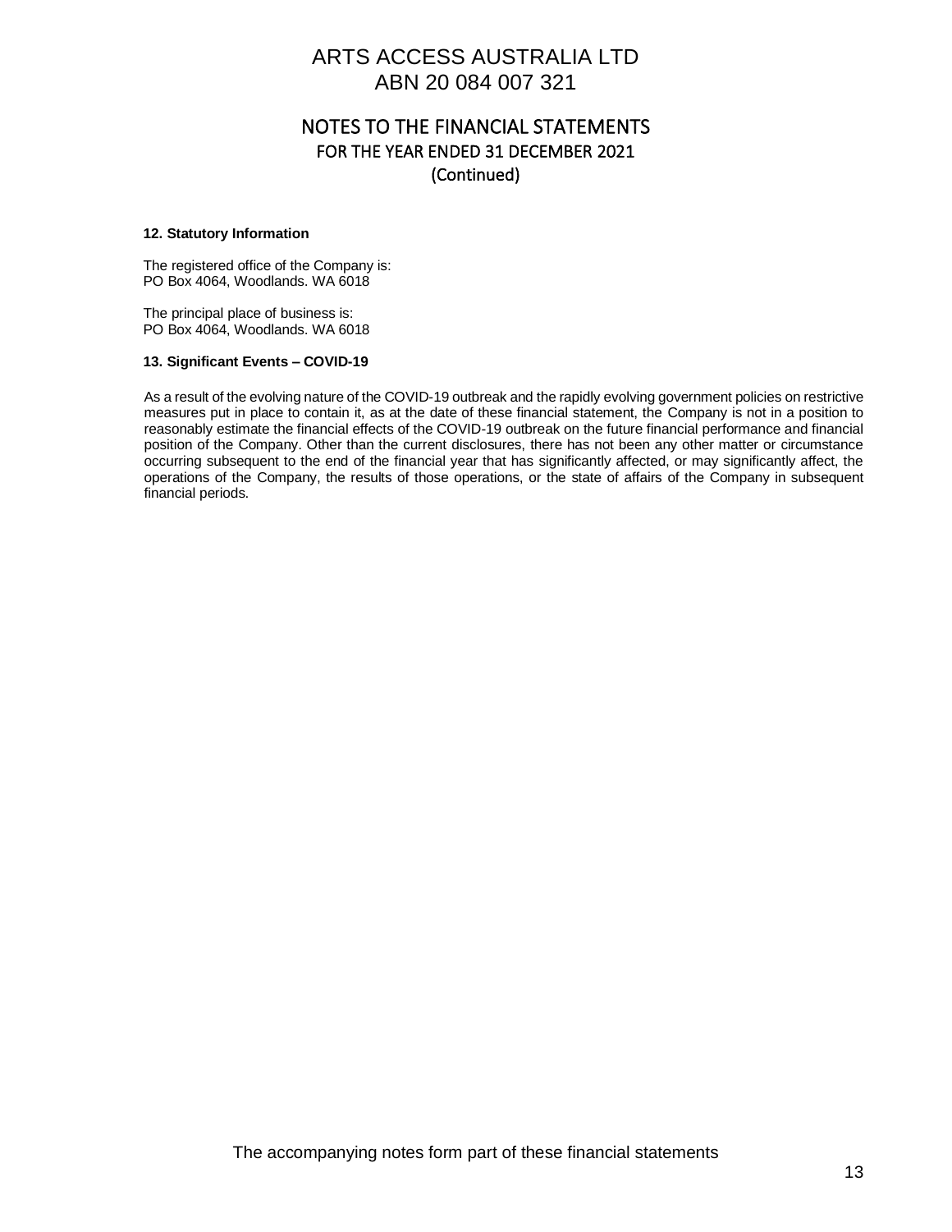# ARTS ACCESS AUSTRALIA LTD
ABN 20 084 007 321

## NOTES TO THE FINANCIAL STATEMENTS
FOR THE YEAR ENDED 31 DECEMBER 2021
(Continued)

**12. Statutory Information**

The registered office of the Company is:
PO Box 4064, Woodlands. WA 6018

The principal place of business is:
PO Box 4064, Woodlands. WA 6018

**13. Significant Events – COVID-19**

As a result of the evolving nature of the COVID-19 outbreak and the rapidly evolving government policies on restrictive measures put in place to contain it, as at the date of these financial statement, the Company is not in a position to reasonably estimate the financial effects of the COVID-19 outbreak on the future financial performance and financial position of the Company. Other than the current disclosures, there has not been any other matter or circumstance occurring subsequent to the end of the financial year that has significantly affected, or may significantly affect, the operations of the Company, the results of those operations, or the state of affairs of the Company in subsequent financial periods.

The accompanying notes form part of these financial statements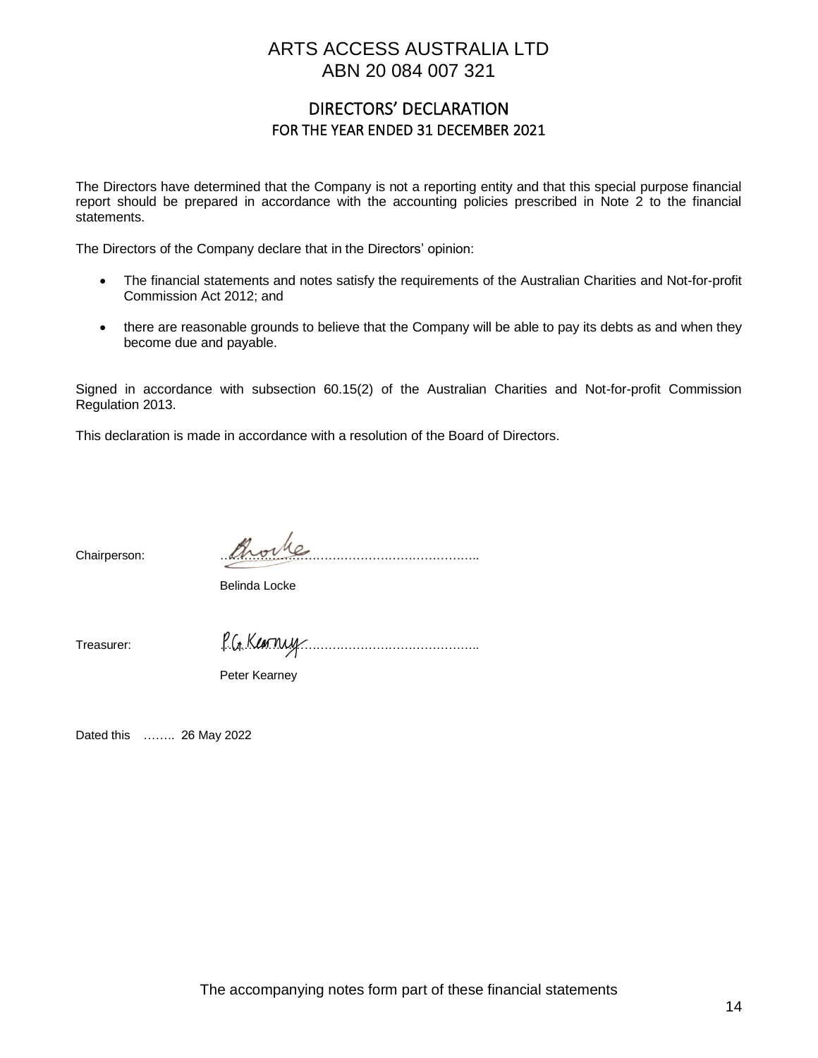# ARTS ACCESS AUSTRALIA LTD
ABN 20 084 007 321

## DIRECTORS' DECLARATION
FOR THE YEAR ENDED 31 DECEMBER 2021

The Directors have determined that the Company is not a reporting entity and that this special purpose financial report should be prepared in accordance with the accounting policies prescribed in Note 2 to the financial statements.

The Directors of the Company declare that in the Directors' opinion:

- The financial statements and notes satisfy the requirements of the Australian Charities and Not-for-profit Commission Act 2012; and
- there are reasonable grounds to believe that the Company will be able to pay its debts as and when they become due and payable.

Signed in accordance with subsection 60.15(2) of the Australian Charities and Not-for-profit Commission Regulation 2013.

This declaration is made in accordance with a resolution of the Board of Directors.

Chairperson: ……………………………………………………..

Belinda Locke

Treasurer: ……………………………………………………..

Peter Kearney

Dated this …….. 26 May 2022

The accompanying notes form part of these financial statements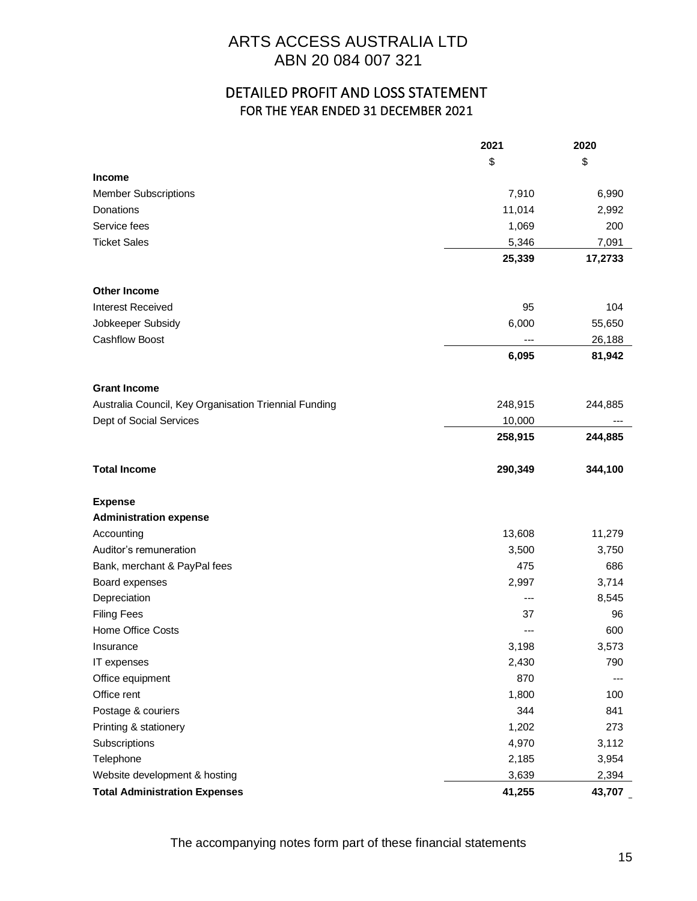# ARTS ACCESS AUSTRALIA LTD
ABN 20 084 007 321

## DETAILED PROFIT AND LOSS STATEMENT
FOR THE YEAR ENDED 31 DECEMBER 2021

| | 2021 | 2020 |
|---|---|---|
| | $ | $ |
| **Income** | | |
| Member Subscriptions | 7,910 | 6,990 |
| Donations | 11,014 | 2,992 |
| Service fees | 1,069 | 200 |
| Ticket Sales | 5,346 | 7,091 |
| | **25,339** | **17,2733** |
| **Other Income** | | |
| Interest Received | 95 | 104 |
| Jobkeeper Subsidy | 6,000 | 55,650 |
| Cashflow Boost | --- | 26,188 |
| | **6,095** | **81,942** |
| **Grant Income** | | |
| Australia Council, Key Organisation Triennial Funding | 248,915 | 244,885 |
| Dept of Social Services | 10,000 | --- |
| | **258,915** | **244,885** |
| **Total Income** | **290,349** | **344,100** |
| **Expense** | | |
| **Administration expense** | | |
| Accounting | 13,608 | 11,279 |
| Auditor's remuneration | 3,500 | 3,750 |
| Bank, merchant & PayPal fees | 475 | 686 |
| Board expenses | 2,997 | 3,714 |
| Depreciation | --- | 8,545 |
| Filing Fees | 37 | 96 |
| Home Office Costs | --- | 600 |
| Insurance | 3,198 | 3,573 |
| IT expenses | 2,430 | 790 |
| Office equipment | 870 | --- |
| Office rent | 1,800 | 100 |
| Postage & couriers | 344 | 841 |
| Printing & stationery | 1,202 | 273 |
| Subscriptions | 4,970 | 3,112 |
| Telephone | 2,185 | 3,954 |
| Website development & hosting | 3,639 | 2,394 |
| **Total Administration Expenses** | **41,255** | **43,707** |

The accompanying notes form part of these financial statements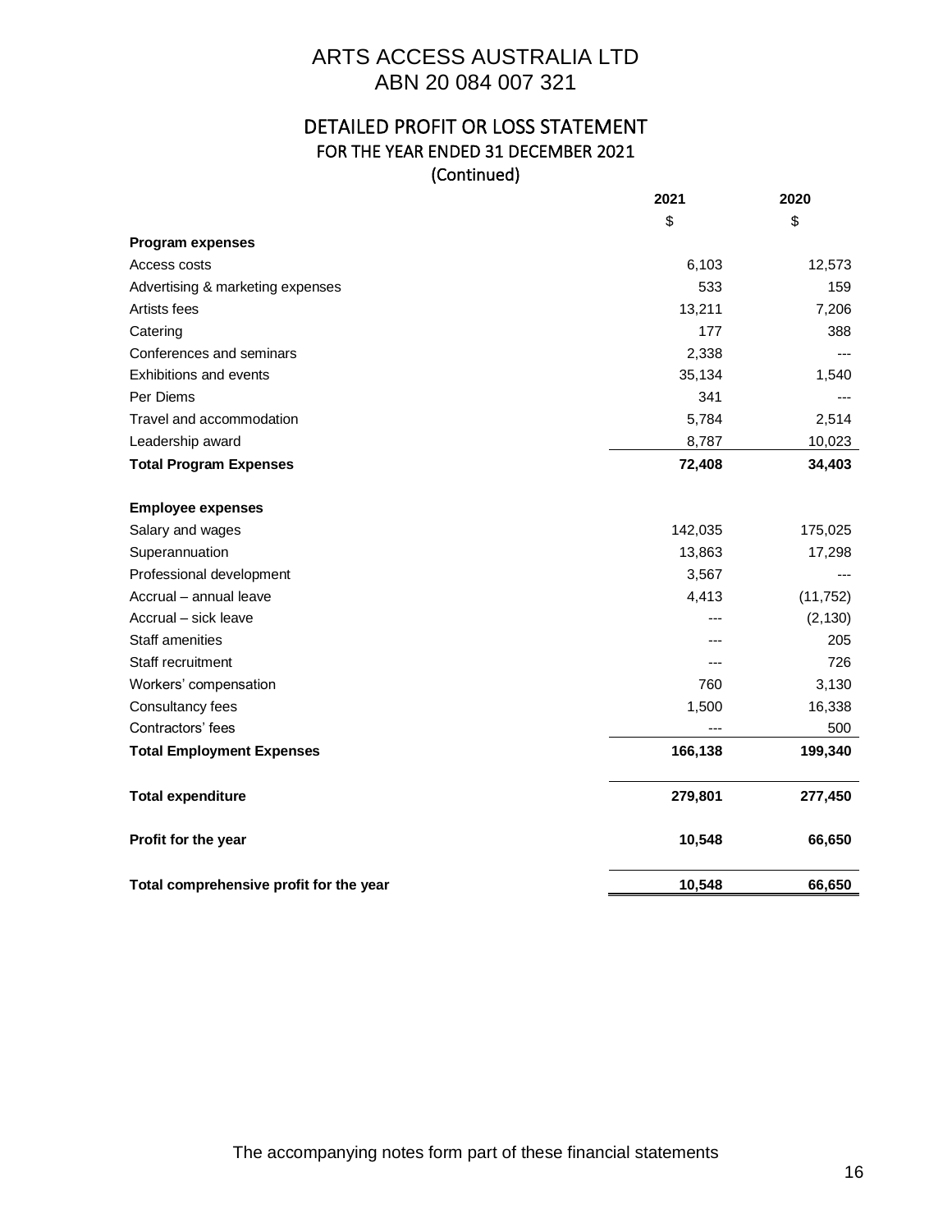# ARTS ACCESS AUSTRALIA LTD
ABN 20 084 007 321

## DETAILED PROFIT OR LOSS STATEMENT
FOR THE YEAR ENDED 31 DECEMBER 2021
(Continued)

| | 2021 | 2020 |
|---|---|---|
| | $ | $ |
| **Program expenses** | | |
| Access costs | 6,103 | 12,573 |
| Advertising & marketing expenses | 533 | 159 |
| Artists fees | 13,211 | 7,206 |
| Catering | 177 | 388 |
| Conferences and seminars | 2,338 | --- |
| Exhibitions and events | 35,134 | 1,540 |
| Per Diems | 341 | --- |
| Travel and accommodation | 5,784 | 2,514 |
| Leadership award | 8,787 | 10,023 |
| **Total Program Expenses** | **72,408** | **34,403** |
| | | |
| **Employee expenses** | | |
| Salary and wages | 142,035 | 175,025 |
| Superannuation | 13,863 | 17,298 |
| Professional development | 3,567 | --- |
| Accrual – annual leave | 4,413 | (11,752) |
| Accrual – sick leave | --- | (2,130) |
| Staff amenities | --- | 205 |
| Staff recruitment | --- | 726 |
| Workers' compensation | 760 | 3,130 |
| Consultancy fees | 1,500 | 16,338 |
| Contractors' fees | --- | 500 |
| **Total Employment Expenses** | **166,138** | **199,340** |
| | | |
| **Total expenditure** | **279,801** | **277,450** |
| | | |
| **Profit for the year** | **10,548** | **66,650** |
| | | |
| **Total comprehensive profit for the year** | **10,548** | **66,650** |

The accompanying notes form part of these financial statements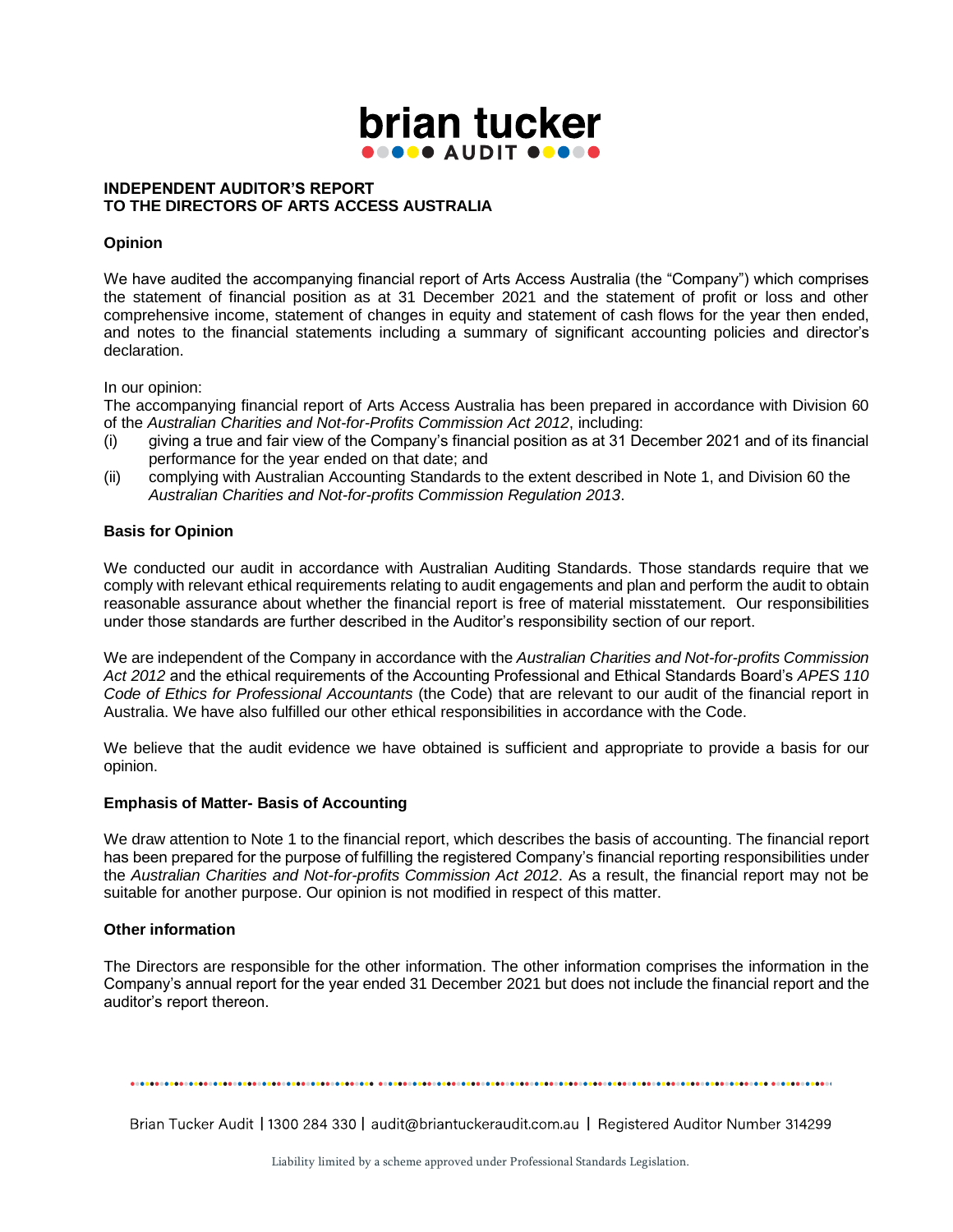**INDEPENDENT AUDITOR'S REPORT**
**TO THE DIRECTORS OF ARTS ACCESS AUSTRALIA**

**Opinion**

We have audited the accompanying financial report of Arts Access Australia (the "Company") which comprises the statement of financial position as at 31 December 2021 and the statement of profit or loss and other comprehensive income, statement of changes in equity and statement of cash flows for the year then ended, and notes to the financial statements including a summary of significant accounting policies and director's declaration.

In our opinion:
The accompanying financial report of Arts Access Australia has been prepared in accordance with Division 60 of the *Australian Charities and Not-for-Profits Commission Act 2012*, including:

(i) giving a true and fair view of the Company's financial position as at 31 December 2021 and of its financial performance for the year ended on that date; and

(ii) complying with Australian Accounting Standards to the extent described in Note 1, and Division 60 the *Australian Charities and Not-for-profits Commission Regulation 2013*.

**Basis for Opinion**

We conducted our audit in accordance with Australian Auditing Standards. Those standards require that we comply with relevant ethical requirements relating to audit engagements and plan and perform the audit to obtain reasonable assurance about whether the financial report is free of material misstatement. Our responsibilities under those standards are further described in the Auditor's responsibility section of our report.

We are independent of the Company in accordance with the *Australian Charities and Not-for-profits Commission Act 2012* and the ethical requirements of the Accounting Professional and Ethical Standards Board's *APES 110 Code of Ethics for Professional Accountants* (the Code) that are relevant to our audit of the financial report in Australia. We have also fulfilled our other ethical responsibilities in accordance with the Code.

We believe that the audit evidence we have obtained is sufficient and appropriate to provide a basis for our opinion.

**Emphasis of Matter- Basis of Accounting**

We draw attention to Note 1 to the financial report, which describes the basis of accounting. The financial report has been prepared for the purpose of fulfilling the registered Company's financial reporting responsibilities under the *Australian Charities and Not-for-profits Commission Act 2012*. As a result, the financial report may not be suitable for another purpose. Our opinion is not modified in respect of this matter.

**Other information**

The Directors are responsible for the other information. The other information comprises the information in the Company's annual report for the year ended 31 December 2021 but does not include the financial report and the auditor's report thereon.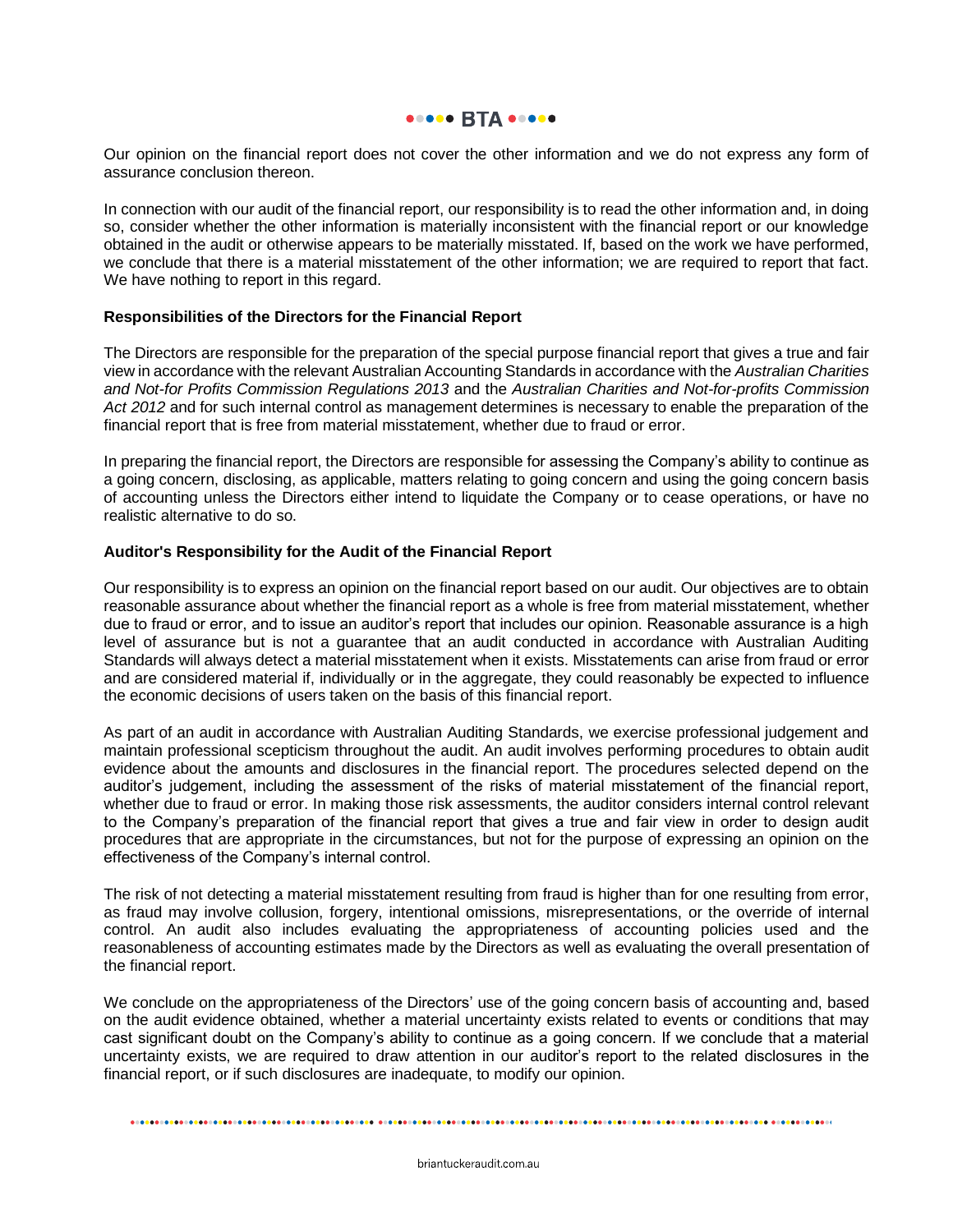Our opinion on the financial report does not cover the other information and we do not express any form of assurance conclusion thereon.

In connection with our audit of the financial report, our responsibility is to read the other information and, in doing so, consider whether the other information is materially inconsistent with the financial report or our knowledge obtained in the audit or otherwise appears to be materially misstated. If, based on the work we have performed, we conclude that there is a material misstatement of the other information; we are required to report that fact. We have nothing to report in this regard.

**Responsibilities of the Directors for the Financial Report**

The Directors are responsible for the preparation of the special purpose financial report that gives a true and fair view in accordance with the relevant Australian Accounting Standards in accordance with the *Australian Charities and Not-for Profits Commission Regulations 2013* and the *Australian Charities and Not-for-profits Commission Act 2012* and for such internal control as management determines is necessary to enable the preparation of the financial report that is free from material misstatement, whether due to fraud or error.

In preparing the financial report, the Directors are responsible for assessing the Company's ability to continue as a going concern, disclosing, as applicable, matters relating to going concern and using the going concern basis of accounting unless the Directors either intend to liquidate the Company or to cease operations, or have no realistic alternative to do so.

**Auditor's Responsibility for the Audit of the Financial Report**

Our responsibility is to express an opinion on the financial report based on our audit. Our objectives are to obtain reasonable assurance about whether the financial report as a whole is free from material misstatement, whether due to fraud or error, and to issue an auditor's report that includes our opinion. Reasonable assurance is a high level of assurance but is not a guarantee that an audit conducted in accordance with Australian Auditing Standards will always detect a material misstatement when it exists. Misstatements can arise from fraud or error and are considered material if, individually or in the aggregate, they could reasonably be expected to influence the economic decisions of users taken on the basis of this financial report.

As part of an audit in accordance with Australian Auditing Standards, we exercise professional judgement and maintain professional scepticism throughout the audit. An audit involves performing procedures to obtain audit evidence about the amounts and disclosures in the financial report. The procedures selected depend on the auditor's judgement, including the assessment of the risks of material misstatement of the financial report, whether due to fraud or error. In making those risk assessments, the auditor considers internal control relevant to the Company's preparation of the financial report that gives a true and fair view in order to design audit procedures that are appropriate in the circumstances, but not for the purpose of expressing an opinion on the effectiveness of the Company's internal control.

The risk of not detecting a material misstatement resulting from fraud is higher than for one resulting from error, as fraud may involve collusion, forgery, intentional omissions, misrepresentations, or the override of internal control. An audit also includes evaluating the appropriateness of accounting policies used and the reasonableness of accounting estimates made by the Directors as well as evaluating the overall presentation of the financial report.

We conclude on the appropriateness of the Directors' use of the going concern basis of accounting and, based on the audit evidence obtained, whether a material uncertainty exists related to events or conditions that may cast significant doubt on the Company's ability to continue as a going concern. If we conclude that a material uncertainty exists, we are required to draw attention in our auditor's report to the related disclosures in the financial report, or if such disclosures are inadequate, to modify our opinion.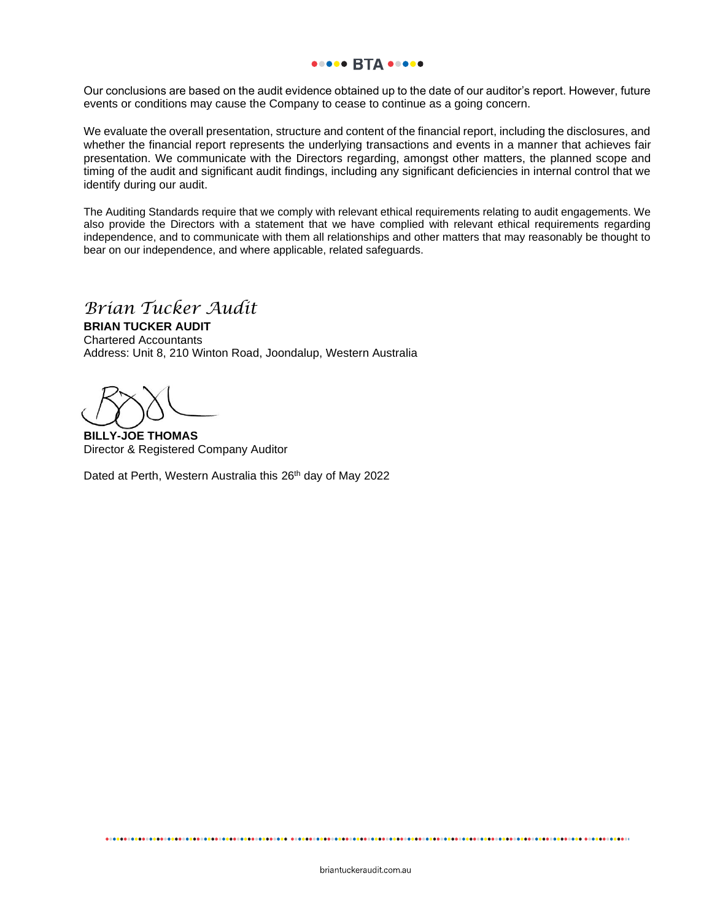Our conclusions are based on the audit evidence obtained up to the date of our auditor's report. However, future events or conditions may cause the Company to cease to continue as a going concern.

We evaluate the overall presentation, structure and content of the financial report, including the disclosures, and whether the financial report represents the underlying transactions and events in a manner that achieves fair presentation. We communicate with the Directors regarding, amongst other matters, the planned scope and timing of the audit and significant audit findings, including any significant deficiencies in internal control that we identify during our audit.

The Auditing Standards require that we comply with relevant ethical requirements relating to audit engagements. We also provide the Directors with a statement that we have complied with relevant ethical requirements regarding independence, and to communicate with them all relationships and other matters that may reasonably be thought to bear on our independence, and where applicable, related safeguards.

*Brian Tucker Audit*

**BRIAN TUCKER AUDIT**
Chartered Accountants
Address: Unit 8, 210 Winton Road, Joondalup, Western Australia

**BILLY-JOE THOMAS**
Director & Registered Company Auditor

Dated at Perth, Western Australia this 26th day of May 2022